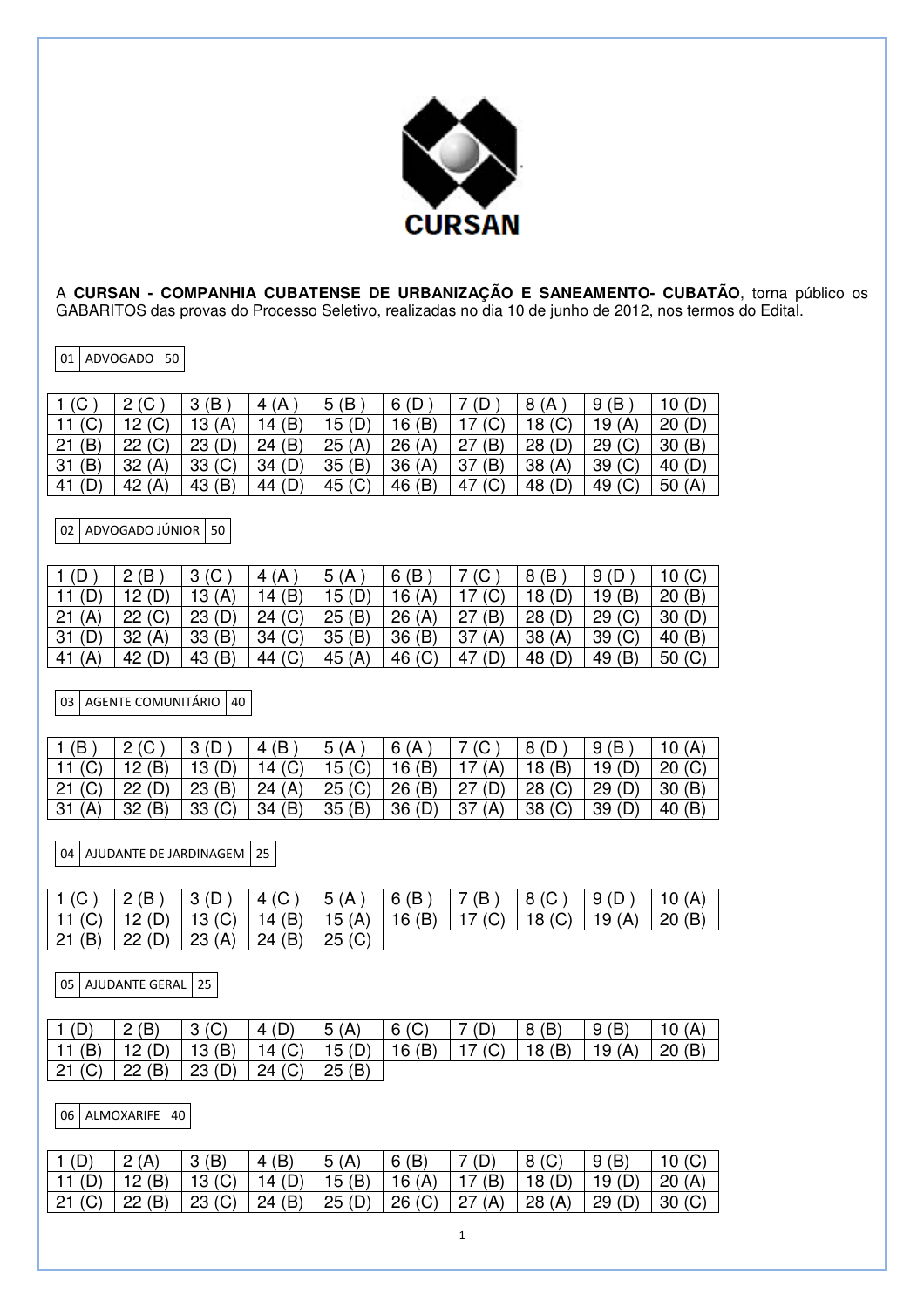CURSAN

A **CURSAN - COMPANHIA CUBATENSE DE URBANIZAÇÃO E SANEAMENTO- CUBATÃO**, torna público os GABARITOS das provas do Processo Seletivo, realizadas no dia 10 de junho de 2012, nos termos do Edital.

| 01 | ADVOGADO | 50 |
|---|---|---|

| | | | | | | | | | |
|---|---|---|---|---|---|---|---|---|---|
| 1 (C ) | 2 (C ) | 3 (B ) | 4 (A ) | 5 (B ) | 6 (D ) | 7 (D ) | 8 (A ) | 9 (B ) | 10 (D) |
| 11 (C) | 12 (C) | 13 (A) | 14 (B) | 15 (D) | 16 (B) | 17 (C) | 18 (C) | 19 (A) | 20 (D) |
| 21 (B) | 22 (C) | 23 (D) | 24 (B) | 25 (A) | 26 (A) | 27 (B) | 28 (D) | 29 (C) | 30 (B) |
| 31 (B) | 32 (A) | 33 (C) | 34 (D) | 35 (B) | 36 (A) | 37 (B) | 38 (A) | 39 (C) | 40 (D) |
| 41 (D) | 42 (A) | 43 (B) | 44 (D) | 45 (C) | 46 (B) | 47 (C) | 48 (D) | 49 (C) | 50 (A) |

| 02 | ADVOGADO JÚNIOR | 50 |
|---|---|---|

| | | | | | | | | | |
|---|---|---|---|---|---|---|---|---|---|
| 1 (D ) | 2 (B ) | 3 (C ) | 4 (A ) | 5 (A ) | 6 (B ) | 7 (C ) | 8 (B ) | 9 (D ) | 10 (C) |
| 11 (D) | 12 (D) | 13 (A) | 14 (B) | 15 (D) | 16 (A) | 17 (C) | 18 (D) | 19 (B) | 20 (B) |
| 21 (A) | 22 (C) | 23 (D) | 24 (C) | 25 (B) | 26 (A) | 27 (B) | 28 (D) | 29 (C) | 30 (D) |
| 31 (D) | 32 (A) | 33 (B) | 34 (C) | 35 (B) | 36 (B) | 37 (A) | 38 (A) | 39 (C) | 40 (B) |
| 41 (A) | 42 (D) | 43 (B) | 44 (C) | 45 (A) | 46 (C) | 47 (D) | 48 (D) | 49 (B) | 50 (C) |

| 03 | AGENTE COMUNITÁRIO | 40 |
|---|---|---|

| | | | | | | | | | |
|---|---|---|---|---|---|---|---|---|---|
| 1 (B ) | 2 (C ) | 3 (D ) | 4 (B ) | 5 (A ) | 6 (A ) | 7 (C ) | 8 (D ) | 9 (B ) | 10 (A) |
| 11 (C) | 12 (B) | 13 (D) | 14 (C) | 15 (C) | 16 (B) | 17 (A) | 18 (B) | 19 (D) | 20 (C) |
| 21 (C) | 22 (D) | 23 (B) | 24 (A) | 25 (C) | 26 (B) | 27 (D) | 28 (C) | 29 (D) | 30 (B) |
| 31 (A) | 32 (B) | 33 (C) | 34 (B) | 35 (B) | 36 (D) | 37 (A) | 38 (C) | 39 (D) | 40 (B) |

| 04 | AJUDANTE DE JARDINAGEM | 25 |
|---|---|---|

| | | | | | | | | | |
|---|---|---|---|---|---|---|---|---|---|
| 1 (C ) | 2 (B ) | 3 (D ) | 4 (C ) | 5 (A ) | 6 (B ) | 7 (B ) | 8 (C ) | 9 (D ) | 10 (A) |
| 11 (C) | 12 (D) | 13 (C) | 14 (B) | 15 (A) | 16 (B) | 17 (C) | 18 (C) | 19 (A) | 20 (B) |
| 21 (B) | 22 (D) | 23 (A) | 24 (B) | 25 (C) | | | | | |

| 05 | AJUDANTE GERAL | 25 |
|---|---|---|

| | | | | | | | | | |
|---|---|---|---|---|---|---|---|---|---|
| 1 (D) | 2 (B) | 3 (C) | 4 (D) | 5 (A) | 6 (C) | 7 (D) | 8 (B) | 9 (B) | 10 (A) |
| 11 (B) | 12 (D) | 13 (B) | 14 (C) | 15 (D) | 16 (B) | 17 (C) | 18 (B) | 19 (A) | 20 (B) |
| 21 (C) | 22 (B) | 23 (D) | 24 (C) | 25 (B) | | | | | |

| 06 | ALMOXARIFE | 40 |
|---|---|---|

| | | | | | | | | | |
|---|---|---|---|---|---|---|---|---|---|
| 1 (D) | 2 (A) | 3 (B) | 4 (B) | 5 (A) | 6 (B) | 7 (D) | 8 (C) | 9 (B) | 10 (C) |
| 11 (D) | 12 (B) | 13 (C) | 14 (D) | 15 (B) | 16 (A) | 17 (B) | 18 (D) | 19 (D) | 20 (A) |
| 21 (C) | 22 (B) | 23 (C) | 24 (B) | 25 (D) | 26 (C) | 27 (A) | 28 (A) | 29 (D) | 30 (C) |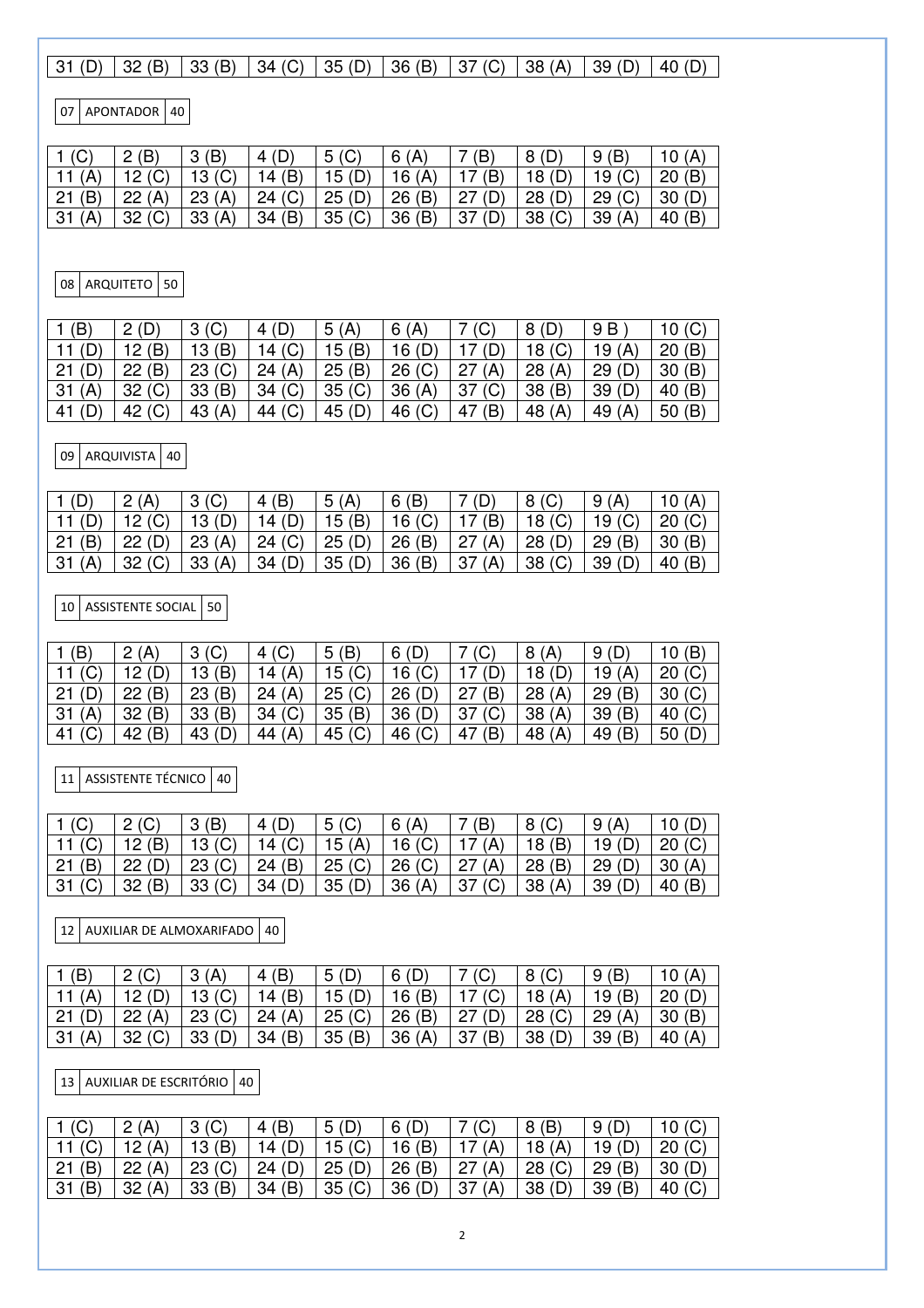| 31 (D) | 32 (B) | 33 (B) | 34 (C) | 35 (D) | 36 (B) | 37 (C) | 38 (A) | 39 (D) | 40 (D) |
|---|---|---|---|---|---|---|---|---|---|

| 07 | APONTADOR | 40 |
|---|---|---|

| 1 (C) | 2 (B) | 3 (B) | 4 (D) | 5 (C) | 6 (A) | 7 (B) | 8 (D) | 9 (B) | 10 (A) |
|---|---|---|---|---|---|---|---|---|---|
| 11 (A) | 12 (C) | 13 (C) | 14 (B) | 15 (D) | 16 (A) | 17 (B) | 18 (D) | 19 (C) | 20 (B) |
| 21 (B) | 22 (A) | 23 (A) | 24 (C) | 25 (D) | 26 (B) | 27 (D) | 28 (D) | 29 (C) | 30 (D) |
| 31 (A) | 32 (C) | 33 (A) | 34 (B) | 35 (C) | 36 (B) | 37 (D) | 38 (C) | 39 (A) | 40 (B) |

| 08 | ARQUITETO | 50 |
|---|---|---|

| 1 (B) | 2 (D) | 3 (C) | 4 (D) | 5 (A) | 6 (A) | 7 (C) | 8 (D) | 9 B ) | 10 (C) |
|---|---|---|---|---|---|---|---|---|---|
| 11 (D) | 12 (B) | 13 (B) | 14 (C) | 15 (B) | 16 (D) | 17 (D) | 18 (C) | 19 (A) | 20 (B) |
| 21 (D) | 22 (B) | 23 (C) | 24 (A) | 25 (B) | 26 (C) | 27 (A) | 28 (A) | 29 (D) | 30 (B) |
| 31 (A) | 32 (C) | 33 (B) | 34 (C) | 35 (C) | 36 (A) | 37 (C) | 38 (B) | 39 (D) | 40 (B) |
| 41 (D) | 42 (C) | 43 (A) | 44 (C) | 45 (D) | 46 (C) | 47 (B) | 48 (A) | 49 (A) | 50 (B) |

| 09 | ARQUIVISTA | 40 |
|---|---|---|

| 1 (D) | 2 (A) | 3 (C) | 4 (B) | 5 (A) | 6 (B) | 7 (D) | 8 (C) | 9 (A) | 10 (A) |
|---|---|---|---|---|---|---|---|---|---|
| 11 (D) | 12 (C) | 13 (D) | 14 (D) | 15 (B) | 16 (C) | 17 (B) | 18 (C) | 19 (C) | 20 (C) |
| 21 (B) | 22 (D) | 23 (A) | 24 (C) | 25 (D) | 26 (B) | 27 (A) | 28 (D) | 29 (B) | 30 (B) |
| 31 (A) | 32 (C) | 33 (A) | 34 (D) | 35 (D) | 36 (B) | 37 (A) | 38 (C) | 39 (D) | 40 (B) |

| 10 | ASSISTENTE SOCIAL | 50 |
|---|---|---|

| 1 (B) | 2 (A) | 3 (C) | 4 (C) | 5 (B) | 6 (D) | 7 (C) | 8 (A) | 9 (D) | 10 (B) |
|---|---|---|---|---|---|---|---|---|---|
| 11 (C) | 12 (D) | 13 (B) | 14 (A) | 15 (C) | 16 (C) | 17 (D) | 18 (D) | 19 (A) | 20 (C) |
| 21 (D) | 22 (B) | 23 (B) | 24 (A) | 25 (C) | 26 (D) | 27 (B) | 28 (A) | 29 (B) | 30 (C) |
| 31 (A) | 32 (B) | 33 (B) | 34 (C) | 35 (B) | 36 (D) | 37 (C) | 38 (A) | 39 (B) | 40 (C) |
| 41 (C) | 42 (B) | 43 (D) | 44 (A) | 45 (C) | 46 (C) | 47 (B) | 48 (A) | 49 (B) | 50 (D) |

| 11 | ASSISTENTE TÉCNICO | 40 |
|---|---|---|

| 1 (C) | 2 (C) | 3 (B) | 4 (D) | 5 (C) | 6 (A) | 7 (B) | 8 (C) | 9 (A) | 10 (D) |
|---|---|---|---|---|---|---|---|---|---|
| 11 (C) | 12 (B) | 13 (C) | 14 (C) | 15 (A) | 16 (C) | 17 (A) | 18 (B) | 19 (D) | 20 (C) |
| 21 (B) | 22 (D) | 23 (C) | 24 (B) | 25 (C) | 26 (C) | 27 (A) | 28 (B) | 29 (D) | 30 (A) |
| 31 (C) | 32 (B) | 33 (C) | 34 (D) | 35 (D) | 36 (A) | 37 (C) | 38 (A) | 39 (D) | 40 (B) |

| 12 | AUXILIAR DE ALMOXARIFADO | 40 |
|---|---|---|

| 1 (B) | 2 (C) | 3 (A) | 4 (B) | 5 (D) | 6 (D) | 7 (C) | 8 (C) | 9 (B) | 10 (A) |
|---|---|---|---|---|---|---|---|---|---|
| 11 (A) | 12 (D) | 13 (C) | 14 (B) | 15 (D) | 16 (B) | 17 (C) | 18 (A) | 19 (B) | 20 (D) |
| 21 (D) | 22 (A) | 23 (C) | 24 (A) | 25 (C) | 26 (B) | 27 (D) | 28 (C) | 29 (A) | 30 (B) |
| 31 (A) | 32 (C) | 33 (D) | 34 (B) | 35 (B) | 36 (A) | 37 (B) | 38 (D) | 39 (B) | 40 (A) |

| 13 | AUXILIAR DE ESCRITÓRIO | 40 |
|---|---|---|

| 1 (C) | 2 (A) | 3 (C) | 4 (B) | 5 (D) | 6 (D) | 7 (C) | 8 (B) | 9 (D) | 10 (C) |
|---|---|---|---|---|---|---|---|---|---|
| 11 (C) | 12 (A) | 13 (B) | 14 (D) | 15 (C) | 16 (B) | 17 (A) | 18 (A) | 19 (D) | 20 (C) |
| 21 (B) | 22 (A) | 23 (C) | 24 (D) | 25 (D) | 26 (B) | 27 (A) | 28 (C) | 29 (B) | 30 (D) |
| 31 (B) | 32 (A) | 33 (B) | 34 (B) | 35 (C) | 36 (D) | 37 (A) | 38 (D) | 39 (B) | 40 (C) |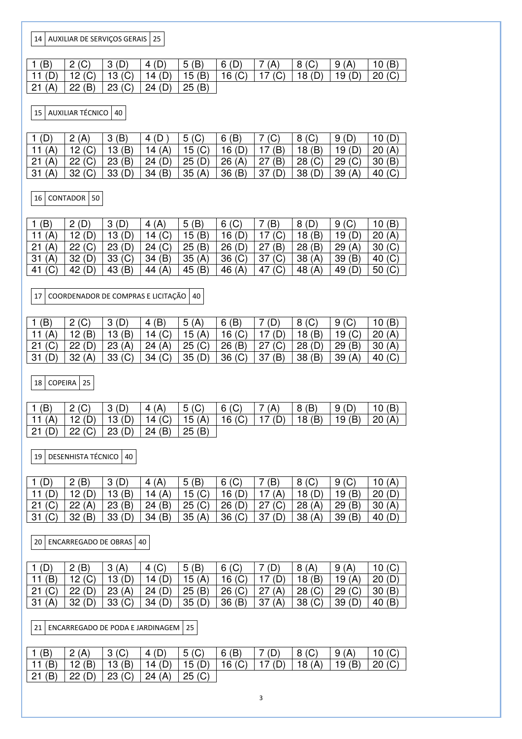| 14 | AUXILIAR DE SERVIÇOS GERAIS | 25 |
|---|---|---|

| 1 (B) | 2 (C) | 3 (D) | 4 (D) | 5 (B) | 6 (D) | 7 (A) | 8 (C) | 9 (A) | 10 (B) |
|---|---|---|---|---|---|---|---|---|---|
| 11 (D) | 12 (C) | 13 (C) | 14 (D) | 15 (B) | 16 (C) | 17 (C) | 18 (D) | 19 (D) | 20 (C) |
| 21 (A) | 22 (B) | 23 (C) | 24 (D) | 25 (B) | | | | | |

| 15 | AUXILIAR TÉCNICO | 40 |
|---|---|---|

| 1 (D) | 2 (A) | 3 (B) | 4 (D ) | 5 (C) | 6 (B) | 7 (C) | 8 (C) | 9 (D) | 10 (D) |
|---|---|---|---|---|---|---|---|---|---|
| 11 (A) | 12 (C) | 13 (B) | 14 (A) | 15 (C) | 16 (D) | 17 (B) | 18 (B) | 19 (D) | 20 (A) |
| 21 (A) | 22 (C) | 23 (B) | 24 (D) | 25 (D) | 26 (A) | 27 (B) | 28 (C) | 29 (C) | 30 (B) |
| 31 (A) | 32 (C) | 33 (D) | 34 (B) | 35 (A) | 36 (B) | 37 (D) | 38 (D) | 39 (A) | 40 (C) |

| 16 | CONTADOR | 50 |
|---|---|---|

| 1 (B) | 2 (D) | 3 (D) | 4 (A) | 5 (B) | 6 (C) | 7 (B) | 8 (D) | 9 (C) | 10 (B) |
|---|---|---|---|---|---|---|---|---|---|
| 11 (A) | 12 (D) | 13 (D) | 14 (C) | 15 (B) | 16 (D) | 17 (C) | 18 (B) | 19 (D) | 20 (A) |
| 21 (A) | 22 (C) | 23 (D) | 24 (C) | 25 (B) | 26 (D) | 27 (B) | 28 (B) | 29 (A) | 30 (C) |
| 31 (A) | 32 (D) | 33 (C) | 34 (B) | 35 (A) | 36 (C) | 37 (C) | 38 (A) | 39 (B) | 40 (C) |
| 41 (C) | 42 (D) | 43 (B) | 44 (A) | 45 (B) | 46 (A) | 47 (C) | 48 (A) | 49 (D) | 50 (C) |

| 17 | COORDENADOR DE COMPRAS E LICITAÇÃO | 40 |
|---|---|---|

| 1 (B) | 2 (C) | 3 (D) | 4 (B) | 5 (A) | 6 (B) | 7 (D) | 8 (C) | 9 (C) | 10 (B) |
|---|---|---|---|---|---|---|---|---|---|
| 11 (A) | 12 (B) | 13 (B) | 14 (C) | 15 (A) | 16 (C) | 17 (D) | 18 (B) | 19 (C) | 20 (A) |
| 21 (C) | 22 (D) | 23 (A) | 24 (A) | 25 (C) | 26 (B) | 27 (C) | 28 (D) | 29 (B) | 30 (A) |
| 31 (D) | 32 (A) | 33 (C) | 34 (C) | 35 (D) | 36 (C) | 37 (B) | 38 (B) | 39 (A) | 40 (C) |

| 18 | COPEIRA | 25 |
|---|---|---|

| 1 (B) | 2 (C) | 3 (D) | 4 (A) | 5 (C) | 6 (C) | 7 (A) | 8 (B) | 9 (D) | 10 (B) |
|---|---|---|---|---|---|---|---|---|---|
| 11 (A) | 12 (D) | 13 (D) | 14 (C) | 15 (A) | 16 (C) | 17 (D) | 18 (B) | 19 (B) | 20 (A) |
| 21 (D) | 22 (C) | 23 (D) | 24 (B) | 25 (B) | | | | | |

| 19 | DESENHISTA TÉCNICO | 40 |
|---|---|---|

| 1 (D) | 2 (B) | 3 (D) | 4 (A) | 5 (B) | 6 (C) | 7 (B) | 8 (C) | 9 (C) | 10 (A) |
|---|---|---|---|---|---|---|---|---|---|
| 11 (D) | 12 (D) | 13 (B) | 14 (A) | 15 (C) | 16 (D) | 17 (A) | 18 (D) | 19 (B) | 20 (D) |
| 21 (C) | 22 (A) | 23 (B) | 24 (B) | 25 (C) | 26 (D) | 27 (C) | 28 (A) | 29 (B) | 30 (A) |
| 31 (C) | 32 (B) | 33 (D) | 34 (B) | 35 (A) | 36 (C) | 37 (D) | 38 (A) | 39 (B) | 40 (D) |

| 20 | ENCARREGADO DE OBRAS | 40 |
|---|---|---|

| 1 (D) | 2 (B) | 3 (A) | 4 (C) | 5 (B) | 6 (C) | 7 (D) | 8 (A) | 9 (A) | 10 (C) |
|---|---|---|---|---|---|---|---|---|---|
| 11 (B) | 12 (C) | 13 (D) | 14 (D) | 15 (A) | 16 (C) | 17 (D) | 18 (B) | 19 (A) | 20 (D) |
| 21 (C) | 22 (D) | 23 (A) | 24 (D) | 25 (B) | 26 (C) | 27 (A) | 28 (C) | 29 (C) | 30 (B) |
| 31 (A) | 32 (D) | 33 (C) | 34 (D) | 35 (D) | 36 (B) | 37 (A) | 38 (C) | 39 (D) | 40 (B) |

| 21 | ENCARREGADO DE PODA E JARDINAGEM | 25 |
|---|---|---|

| 1 (B) | 2 (A) | 3 (C) | 4 (D) | 5 (C) | 6 (B) | 7 (D) | 8 (C) | 9 (A) | 10 (C) |
|---|---|---|---|---|---|---|---|---|---|
| 11 (B) | 12 (B) | 13 (B) | 14 (D) | 15 (D) | 16 (C) | 17 (D) | 18 (A) | 19 (B) | 20 (C) |
| 21 (B) | 22 (D) | 23 (C) | 24 (A) | 25 (C) | | | | | |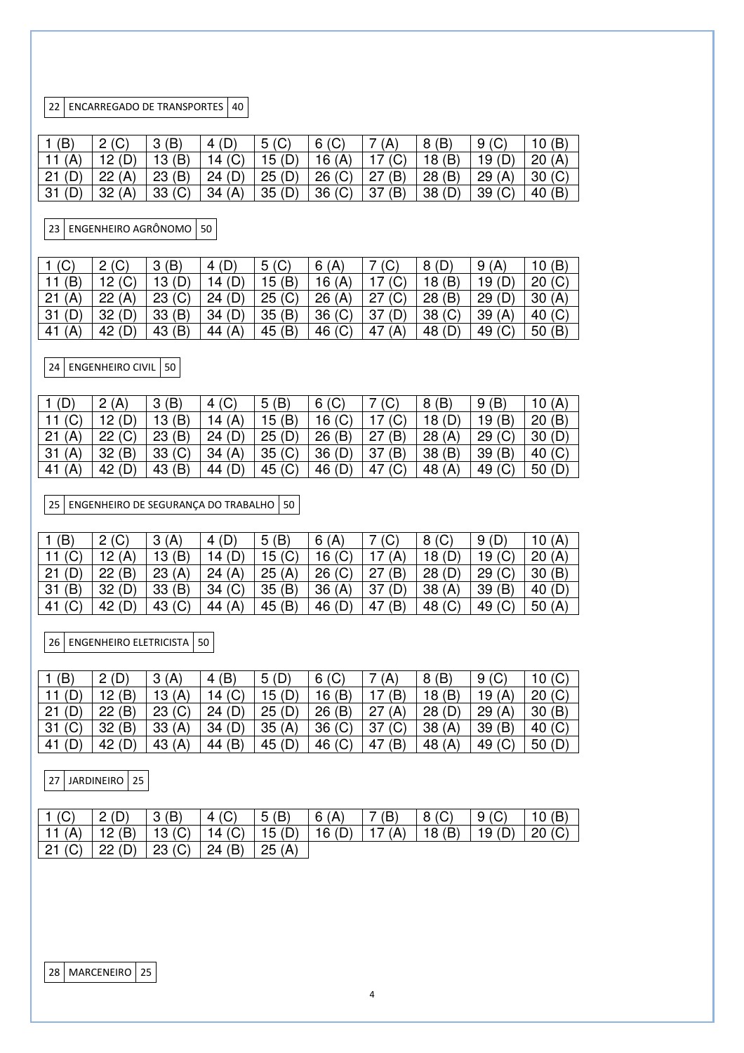| 22 | ENCARREGADO DE TRANSPORTES | 40 |
|---|---|---|

| 1 (B) | 2 (C) | 3 (B) | 4 (D) | 5 (C) | 6 (C) | 7 (A) | 8 (B) | 9 (C) | 10 (B) |
|---|---|---|---|---|---|---|---|---|---|
| 11 (A) | 12 (D) | 13 (B) | 14 (C) | 15 (D) | 16 (A) | 17 (C) | 18 (B) | 19 (D) | 20 (A) |
| 21 (D) | 22 (A) | 23 (B) | 24 (D) | 25 (D) | 26 (C) | 27 (B) | 28 (B) | 29 (A) | 30 (C) |
| 31 (D) | 32 (A) | 33 (C) | 34 (A) | 35 (D) | 36 (C) | 37 (B) | 38 (D) | 39 (C) | 40 (B) |

| 23 | ENGENHEIRO AGRÔNOMO | 50 |
|---|---|---|

| 1 (C) | 2 (C) | 3 (B) | 4 (D) | 5 (C) | 6 (A) | 7 (C) | 8 (D) | 9 (A) | 10 (B) |
|---|---|---|---|---|---|---|---|---|---|
| 11 (B) | 12 (C) | 13 (D) | 14 (D) | 15 (B) | 16 (A) | 17 (C) | 18 (B) | 19 (D) | 20 (C) |
| 21 (A) | 22 (A) | 23 (C) | 24 (D) | 25 (C) | 26 (A) | 27 (C) | 28 (B) | 29 (D) | 30 (A) |
| 31 (D) | 32 (D) | 33 (B) | 34 (D) | 35 (B) | 36 (C) | 37 (D) | 38 (C) | 39 (A) | 40 (C) |
| 41 (A) | 42 (D) | 43 (B) | 44 (A) | 45 (B) | 46 (C) | 47 (A) | 48 (D) | 49 (C) | 50 (B) |

| 24 | ENGENHEIRO CIVIL | 50 |
|---|---|---|

| 1 (D) | 2 (A) | 3 (B) | 4 (C) | 5 (B) | 6 (C) | 7 (C) | 8 (B) | 9 (B) | 10 (A) |
|---|---|---|---|---|---|---|---|---|---|
| 11 (C) | 12 (D) | 13 (B) | 14 (A) | 15 (B) | 16 (C) | 17 (C) | 18 (D) | 19 (B) | 20 (B) |
| 21 (D) | 22 (C) | 23 (B) | 24 (D) | 25 (D) | 26 (B) | 27 (B) | 28 (A) | 29 (C) | 30 (D) |
| 31 (A) | 32 (B) | 33 (C) | 34 (A) | 35 (C) | 36 (D) | 37 (B) | 38 (B) | 39 (B) | 40 (C) |
| 41 (A) | 42 (D) | 43 (B) | 44 (D) | 45 (C) | 46 (D) | 47 (C) | 48 (A) | 49 (C) | 50 (D) |

| 25 | ENGENHEIRO DE SEGURANÇA DO TRABALHO | 50 |
|---|---|---|

| 1 (B) | 2 (C) | 3 (A) | 4 (D) | 5 (B) | 6 (A) | 7 (C) | 8 (C) | 9 (D) | 10 (A) |
|---|---|---|---|---|---|---|---|---|---|
| 11 (C) | 12 (A) | 13 (B) | 14 (D) | 15 (C) | 16 (C) | 17 (A) | 18 (D) | 19 (C) | 20 (A) |
| 21 (D) | 22 (B) | 23 (A) | 24 (A) | 25 (A) | 26 (C) | 27 (B) | 28 (D) | 29 (C) | 30 (B) |
| 31 (B) | 32 (D) | 33 (B) | 34 (C) | 35 (B) | 36 (A) | 37 (D) | 38 (A) | 39 (B) | 40 (D) |
| 41 (C) | 42 (D) | 43 (C) | 44 (A) | 45 (B) | 46 (D) | 47 (B) | 48 (C) | 49 (C) | 50 (A) |

| 26 | ENGENHEIRO ELETRICISTA | 50 |
|---|---|---|

| 1 (B) | 2 (D) | 3 (A) | 4 (B) | 5 (D) | 6 (C) | 7 (A) | 8 (B) | 9 (C) | 10 (C) |
|---|---|---|---|---|---|---|---|---|---|
| 11 (D) | 12 (B) | 13 (A) | 14 (C) | 15 (D) | 16 (B) | 17 (B) | 18 (B) | 19 (A) | 20 (C) |
| 21 (D) | 22 (B) | 23 (C) | 24 (D) | 25 (D) | 26 (B) | 27 (A) | 28 (D) | 29 (A) | 30 (B) |
| 31 (C) | 32 (B) | 33 (A) | 34 (D) | 35 (A) | 36 (C) | 37 (C) | 38 (A) | 39 (B) | 40 (C) |
| 41 (D) | 42 (D) | 43 (A) | 44 (B) | 45 (D) | 46 (C) | 47 (B) | 48 (A) | 49 (C) | 50 (D) |

| 27 | JARDINEIRO | 25 |
|---|---|---|

| 1 (C) | 2 (D) | 3 (B) | 4 (C) | 5 (B) | 6 (A) | 7 (B) | 8 (C) | 9 (C) | 10 (B) |
|---|---|---|---|---|---|---|---|---|---|
| 11 (A) | 12 (B) | 13 (C) | 14 (C) | 15 (D) | 16 (D) | 17 (A) | 18 (B) | 19 (D) | 20 (C) |
| 21 (C) | 22 (D) | 23 (C) | 24 (B) | 25 (A) | | | | | |

| 28 | MARCENEIRO | 25 |
|---|---|---|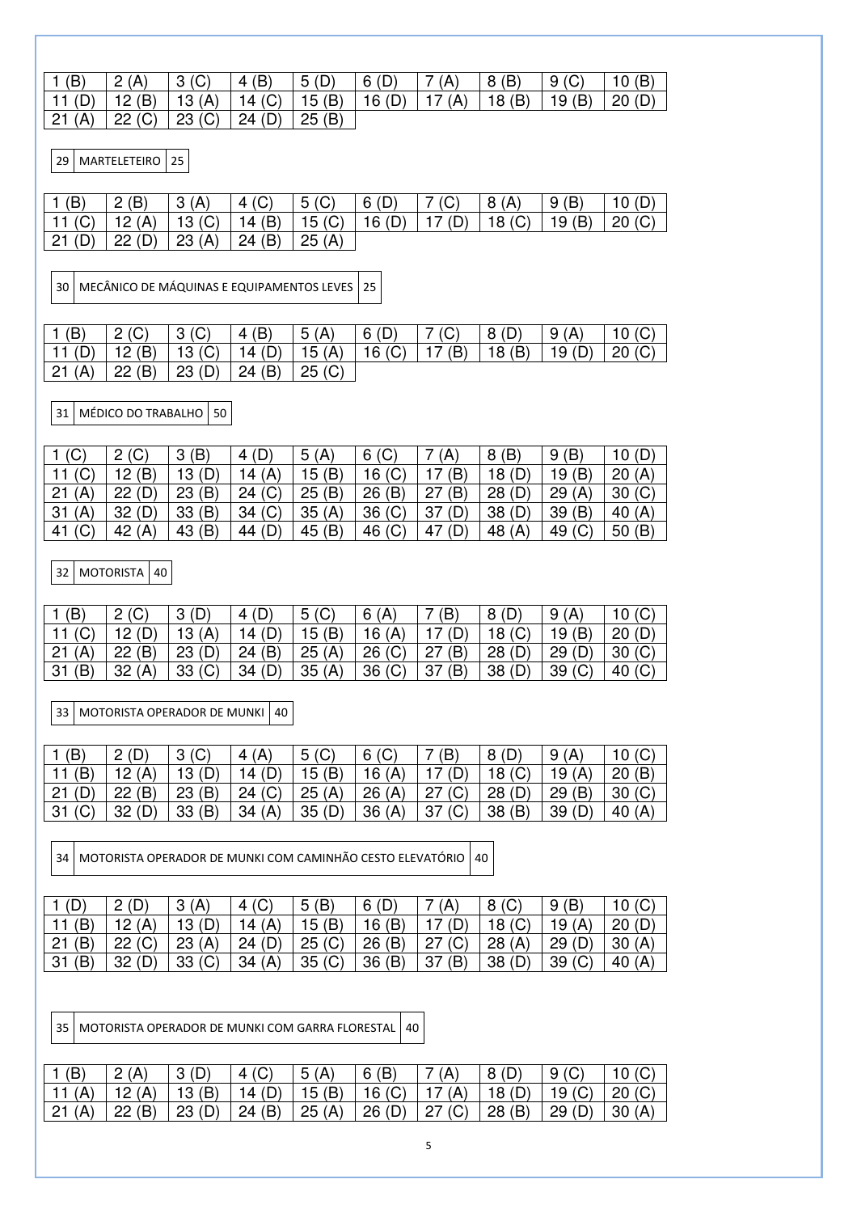| 1 (B) | 2 (A) | 3 (C) | 4 (B) | 5 (D) | 6 (D) | 7 (A) | 8 (B) | 9 (C) | 10 (B) |
|---|---|---|---|---|---|---|---|---|---|
| 11 (D) | 12 (B) | 13 (A) | 14 (C) | 15 (B) | 16 (D) | 17 (A) | 18 (B) | 19 (B) | 20 (D) |
| 21 (A) | 22 (C) | 23 (C) | 24 (D) | 25 (B) | | | | | |

| 29 | MARTELETEIRO | 25 |
|---|---|---|

| 1 (B) | 2 (B) | 3 (A) | 4 (C) | 5 (C) | 6 (D) | 7 (C) | 8 (A) | 9 (B) | 10 (D) |
|---|---|---|---|---|---|---|---|---|---|
| 11 (C) | 12 (A) | 13 (C) | 14 (B) | 15 (C) | 16 (D) | 17 (D) | 18 (C) | 19 (B) | 20 (C) |
| 21 (D) | 22 (D) | 23 (A) | 24 (B) | 25 (A) | | | | | |

| 30 | MECÂNICO DE MÁQUINAS E EQUIPAMENTOS LEVES | 25 |
|---|---|---|

| 1 (B) | 2 (C) | 3 (C) | 4 (B) | 5 (A) | 6 (D) | 7 (C) | 8 (D) | 9 (A) | 10 (C) |
|---|---|---|---|---|---|---|---|---|---|
| 11 (D) | 12 (B) | 13 (C) | 14 (D) | 15 (A) | 16 (C) | 17 (B) | 18 (B) | 19 (D) | 20 (C) |
| 21 (A) | 22 (B) | 23 (D) | 24 (B) | 25 (C) | | | | | |

| 31 | MÉDICO DO TRABALHO | 50 |
|---|---|---|

| 1 (C) | 2 (C) | 3 (B) | 4 (D) | 5 (A) | 6 (C) | 7 (A) | 8 (B) | 9 (B) | 10 (D) |
|---|---|---|---|---|---|---|---|---|---|
| 11 (C) | 12 (B) | 13 (D) | 14 (A) | 15 (B) | 16 (C) | 17 (B) | 18 (D) | 19 (B) | 20 (A) |
| 21 (A) | 22 (D) | 23 (B) | 24 (C) | 25 (B) | 26 (B) | 27 (B) | 28 (D) | 29 (A) | 30 (C) |
| 31 (A) | 32 (D) | 33 (B) | 34 (C) | 35 (A) | 36 (C) | 37 (D) | 38 (D) | 39 (B) | 40 (A) |
| 41 (C) | 42 (A) | 43 (B) | 44 (D) | 45 (B) | 46 (C) | 47 (D) | 48 (A) | 49 (C) | 50 (B) |

| 32 | MOTORISTA | 40 |
|---|---|---|

| 1 (B) | 2 (C) | 3 (D) | 4 (D) | 5 (C) | 6 (A) | 7 (B) | 8 (D) | 9 (A) | 10 (C) |
|---|---|---|---|---|---|---|---|---|---|
| 11 (C) | 12 (D) | 13 (A) | 14 (D) | 15 (B) | 16 (A) | 17 (D) | 18 (C) | 19 (B) | 20 (D) |
| 21 (A) | 22 (B) | 23 (D) | 24 (B) | 25 (A) | 26 (C) | 27 (B) | 28 (D) | 29 (D) | 30 (C) |
| 31 (B) | 32 (A) | 33 (C) | 34 (D) | 35 (A) | 36 (C) | 37 (B) | 38 (D) | 39 (C) | 40 (C) |

| 33 | MOTORISTA OPERADOR DE MUNKI | 40 |
|---|---|---|

| 1 (B) | 2 (D) | 3 (C) | 4 (A) | 5 (C) | 6 (C) | 7 (B) | 8 (D) | 9 (A) | 10 (C) |
|---|---|---|---|---|---|---|---|---|---|
| 11 (B) | 12 (A) | 13 (D) | 14 (D) | 15 (B) | 16 (A) | 17 (D) | 18 (C) | 19 (A) | 20 (B) |
| 21 (D) | 22 (B) | 23 (B) | 24 (C) | 25 (A) | 26 (A) | 27 (C) | 28 (D) | 29 (B) | 30 (C) |
| 31 (C) | 32 (D) | 33 (B) | 34 (A) | 35 (D) | 36 (A) | 37 (C) | 38 (B) | 39 (D) | 40 (A) |

| 34 | MOTORISTA OPERADOR DE MUNKI COM CAMINHÃO CESTO ELEVATÓRIO | 40 |
|---|---|---|

| 1 (D) | 2 (D) | 3 (A) | 4 (C) | 5 (B) | 6 (D) | 7 (A) | 8 (C) | 9 (B) | 10 (C) |
|---|---|---|---|---|---|---|---|---|---|
| 11 (B) | 12 (A) | 13 (D) | 14 (A) | 15 (B) | 16 (B) | 17 (D) | 18 (C) | 19 (A) | 20 (D) |
| 21 (B) | 22 (C) | 23 (A) | 24 (D) | 25 (C) | 26 (B) | 27 (C) | 28 (A) | 29 (D) | 30 (A) |
| 31 (B) | 32 (D) | 33 (C) | 34 (A) | 35 (C) | 36 (B) | 37 (B) | 38 (D) | 39 (C) | 40 (A) |

| 35 | MOTORISTA OPERADOR DE MUNKI COM GARRA FLORESTAL | 40 |
|---|---|---|

| 1 (B) | 2 (A) | 3 (D) | 4 (C) | 5 (A) | 6 (B) | 7 (A) | 8 (D) | 9 (C) | 10 (C) |
|---|---|---|---|---|---|---|---|---|---|
| 11 (A) | 12 (A) | 13 (B) | 14 (D) | 15 (B) | 16 (C) | 17 (A) | 18 (D) | 19 (C) | 20 (C) |
| 21 (A) | 22 (B) | 23 (D) | 24 (B) | 25 (A) | 26 (D) | 27 (C) | 28 (B) | 29 (D) | 30 (A) |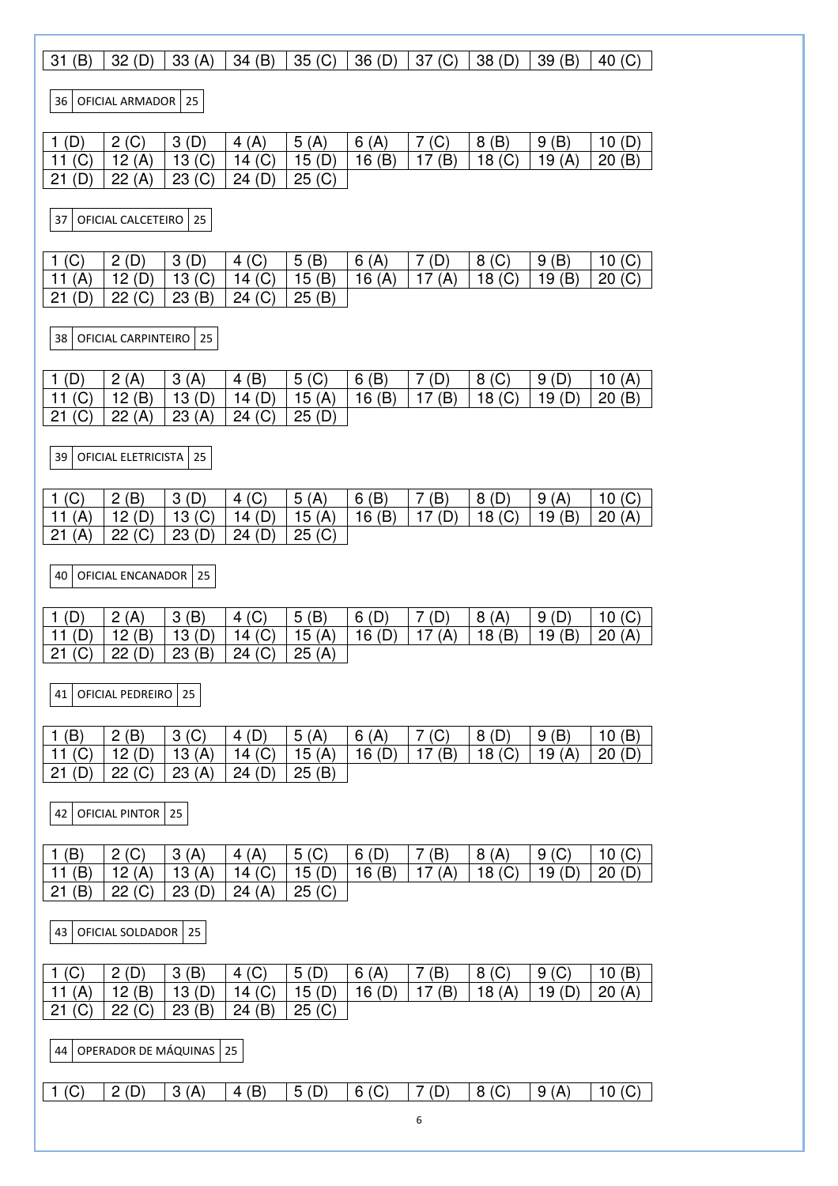| 31 (B) | 32 (D) | 33 (A) | 34 (B) | 35 (C) | 36 (D) | 37 (C) | 38 (D) | 39 (B) | 40 (C) |
|---|---|---|---|---|---|---|---|---|---|

| 36 | OFICIAL ARMADOR | 25 |
|---|---|---|

| 1 (D) | 2 (C) | 3 (D) | 4 (A) | 5 (A) | 6 (A) | 7 (C) | 8 (B) | 9 (B) | 10 (D) |
|---|---|---|---|---|---|---|---|---|---|
| 11 (C) | 12 (A) | 13 (C) | 14 (C) | 15 (D) | 16 (B) | 17 (B) | 18 (C) | 19 (A) | 20 (B) |
| 21 (D) | 22 (A) | 23 (C) | 24 (D) | 25 (C) | | | | | |

| 37 | OFICIAL CALCETEIRO | 25 |
|---|---|---|

| 1 (C) | 2 (D) | 3 (D) | 4 (C) | 5 (B) | 6 (A) | 7 (D) | 8 (C) | 9 (B) | 10 (C) |
|---|---|---|---|---|---|---|---|---|---|
| 11 (A) | 12 (D) | 13 (C) | 14 (C) | 15 (B) | 16 (A) | 17 (A) | 18 (C) | 19 (B) | 20 (C) |
| 21 (D) | 22 (C) | 23 (B) | 24 (C) | 25 (B) | | | | | |

| 38 | OFICIAL CARPINTEIRO | 25 |
|---|---|---|

| 1 (D) | 2 (A) | 3 (A) | 4 (B) | 5 (C) | 6 (B) | 7 (D) | 8 (C) | 9 (D) | 10 (A) |
|---|---|---|---|---|---|---|---|---|---|
| 11 (C) | 12 (B) | 13 (D) | 14 (D) | 15 (A) | 16 (B) | 17 (B) | 18 (C) | 19 (D) | 20 (B) |
| 21 (C) | 22 (A) | 23 (A) | 24 (C) | 25 (D) | | | | | |

| 39 | OFICIAL ELETRICISTA | 25 |
|---|---|---|

| 1 (C) | 2 (B) | 3 (D) | 4 (C) | 5 (A) | 6 (B) | 7 (B) | 8 (D) | 9 (A) | 10 (C) |
|---|---|---|---|---|---|---|---|---|---|
| 11 (A) | 12 (D) | 13 (C) | 14 (D) | 15 (A) | 16 (B) | 17 (D) | 18 (C) | 19 (B) | 20 (A) |
| 21 (A) | 22 (C) | 23 (D) | 24 (D) | 25 (C) | | | | | |

| 40 | OFICIAL ENCANADOR | 25 |
|---|---|---|

| 1 (D) | 2 (A) | 3 (B) | 4 (C) | 5 (B) | 6 (D) | 7 (D) | 8 (A) | 9 (D) | 10 (C) |
|---|---|---|---|---|---|---|---|---|---|
| 11 (D) | 12 (B) | 13 (D) | 14 (C) | 15 (A) | 16 (D) | 17 (A) | 18 (B) | 19 (B) | 20 (A) |
| 21 (C) | 22 (D) | 23 (B) | 24 (C) | 25 (A) | | | | | |

| 41 | OFICIAL PEDREIRO | 25 |
|---|---|---|

| 1 (B) | 2 (B) | 3 (C) | 4 (D) | 5 (A) | 6 (A) | 7 (C) | 8 (D) | 9 (B) | 10 (B) |
|---|---|---|---|---|---|---|---|---|---|
| 11 (C) | 12 (D) | 13 (A) | 14 (C) | 15 (A) | 16 (D) | 17 (B) | 18 (C) | 19 (A) | 20 (D) |
| 21 (D) | 22 (C) | 23 (A) | 24 (D) | 25 (B) | | | | | |

| 42 | OFICIAL PINTOR | 25 |
|---|---|---|

| 1 (B) | 2 (C) | 3 (A) | 4 (A) | 5 (C) | 6 (D) | 7 (B) | 8 (A) | 9 (C) | 10 (C) |
|---|---|---|---|---|---|---|---|---|---|
| 11 (B) | 12 (A) | 13 (A) | 14 (C) | 15 (D) | 16 (B) | 17 (A) | 18 (C) | 19 (D) | 20 (D) |
| 21 (B) | 22 (C) | 23 (D) | 24 (A) | 25 (C) | | | | | |

| 43 | OFICIAL SOLDADOR | 25 |
|---|---|---|

| 1 (C) | 2 (D) | 3 (B) | 4 (C) | 5 (D) | 6 (A) | 7 (B) | 8 (C) | 9 (C) | 10 (B) |
|---|---|---|---|---|---|---|---|---|---|
| 11 (A) | 12 (B) | 13 (D) | 14 (C) | 15 (D) | 16 (D) | 17 (B) | 18 (A) | 19 (D) | 20 (A) |
| 21 (C) | 22 (C) | 23 (B) | 24 (B) | 25 (C) | | | | | |

| 44 | OPERADOR DE MÁQUINAS | 25 |
|---|---|---|

| 1 (C) | 2 (D) | 3 (A) | 4 (B) | 5 (D) | 6 (C) | 7 (D) | 8 (C) | 9 (A) | 10 (C) |
|---|---|---|---|---|---|---|---|---|---|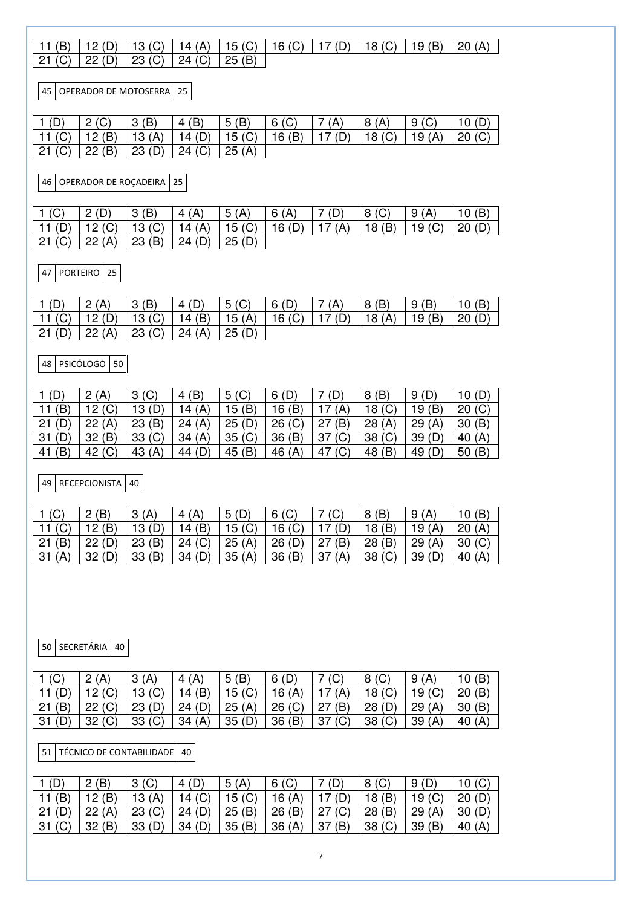| 11 (B) | 12 (D) | 13 (C) | 14 (A) | 15 (C) | 16 (C) | 17 (D) | 18 (C) | 19 (B) | 20 (A) |
|---|---|---|---|---|---|---|---|---|---|
| 21 (C) | 22 (D) | 23 (C) | 24 (C) | 25 (B) | | | | | |

| 45 | OPERADOR DE MOTOSERRA | 25 |
|---|---|---|

| 1 (D) | 2 (C) | 3 (B) | 4 (B) | 5 (B) | 6 (C) | 7 (A) | 8 (A) | 9 (C) | 10 (D) |
|---|---|---|---|---|---|---|---|---|---|
| 11 (C) | 12 (B) | 13 (A) | 14 (D) | 15 (C) | 16 (B) | 17 (D) | 18 (C) | 19 (A) | 20 (C) |
| 21 (C) | 22 (B) | 23 (D) | 24 (C) | 25 (A) | | | | | |

| 46 | OPERADOR DE ROÇADEIRA | 25 |
|---|---|---|

| 1 (C) | 2 (D) | 3 (B) | 4 (A) | 5 (A) | 6 (A) | 7 (D) | 8 (C) | 9 (A) | 10 (B) |
|---|---|---|---|---|---|---|---|---|---|
| 11 (D) | 12 (C) | 13 (C) | 14 (A) | 15 (C) | 16 (D) | 17 (A) | 18 (B) | 19 (C) | 20 (D) |
| 21 (C) | 22 (A) | 23 (B) | 24 (D) | 25 (D) | | | | | |

| 47 | PORTEIRO | 25 |
|---|---|---|

| 1 (D) | 2 (A) | 3 (B) | 4 (D) | 5 (C) | 6 (D) | 7 (A) | 8 (B) | 9 (B) | 10 (B) |
|---|---|---|---|---|---|---|---|---|---|
| 11 (C) | 12 (D) | 13 (C) | 14 (B) | 15 (A) | 16 (C) | 17 (D) | 18 (A) | 19 (B) | 20 (D) |
| 21 (D) | 22 (A) | 23 (C) | 24 (A) | 25 (D) | | | | | |

| 48 | PSICÓLOGO | 50 |
|---|---|---|

| 1 (D) | 2 (A) | 3 (C) | 4 (B) | 5 (C) | 6 (D) | 7 (D) | 8 (B) | 9 (D) | 10 (D) |
|---|---|---|---|---|---|---|---|---|---|
| 11 (B) | 12 (C) | 13 (D) | 14 (A) | 15 (B) | 16 (B) | 17 (A) | 18 (C) | 19 (B) | 20 (C) |
| 21 (D) | 22 (A) | 23 (B) | 24 (A) | 25 (D) | 26 (C) | 27 (B) | 28 (A) | 29 (A) | 30 (B) |
| 31 (D) | 32 (B) | 33 (C) | 34 (A) | 35 (C) | 36 (B) | 37 (C) | 38 (C) | 39 (D) | 40 (A) |
| 41 (B) | 42 (C) | 43 (A) | 44 (D) | 45 (B) | 46 (A) | 47 (C) | 48 (B) | 49 (D) | 50 (B) |

| 49 | RECEPCIONISTA | 40 |
|---|---|---|

| 1 (C) | 2 (B) | 3 (A) | 4 (A) | 5 (D) | 6 (C) | 7 (C) | 8 (B) | 9 (A) | 10 (B) |
|---|---|---|---|---|---|---|---|---|---|
| 11 (C) | 12 (B) | 13 (D) | 14 (B) | 15 (C) | 16 (C) | 17 (D) | 18 (B) | 19 (A) | 20 (A) |
| 21 (B) | 22 (D) | 23 (B) | 24 (C) | 25 (A) | 26 (D) | 27 (B) | 28 (B) | 29 (A) | 30 (C) |
| 31 (A) | 32 (D) | 33 (B) | 34 (D) | 35 (A) | 36 (B) | 37 (A) | 38 (C) | 39 (D) | 40 (A) |

| 50 | SECRETÁRIA | 40 |
|---|---|---|

| 1 (C) | 2 (A) | 3 (A) | 4 (A) | 5 (B) | 6 (D) | 7 (C) | 8 (C) | 9 (A) | 10 (B) |
|---|---|---|---|---|---|---|---|---|---|
| 11 (D) | 12 (C) | 13 (C) | 14 (B) | 15 (C) | 16 (A) | 17 (A) | 18 (C) | 19 (C) | 20 (B) |
| 21 (B) | 22 (C) | 23 (D) | 24 (D) | 25 (A) | 26 (C) | 27 (B) | 28 (D) | 29 (A) | 30 (B) |
| 31 (D) | 32 (C) | 33 (C) | 34 (A) | 35 (D) | 36 (B) | 37 (C) | 38 (C) | 39 (A) | 40 (A) |

| 51 | TÉCNICO DE CONTABILIDADE | 40 |
|---|---|---|

| 1 (D) | 2 (B) | 3 (C) | 4 (D) | 5 (A) | 6 (C) | 7 (D) | 8 (C) | 9 (D) | 10 (C) |
|---|---|---|---|---|---|---|---|---|---|
| 11 (B) | 12 (B) | 13 (A) | 14 (C) | 15 (C) | 16 (A) | 17 (D) | 18 (B) | 19 (C) | 20 (D) |
| 21 (D) | 22 (A) | 23 (C) | 24 (D) | 25 (B) | 26 (B) | 27 (C) | 28 (B) | 29 (A) | 30 (D) |
| 31 (C) | 32 (B) | 33 (D) | 34 (D) | 35 (B) | 36 (A) | 37 (B) | 38 (C) | 39 (B) | 40 (A) |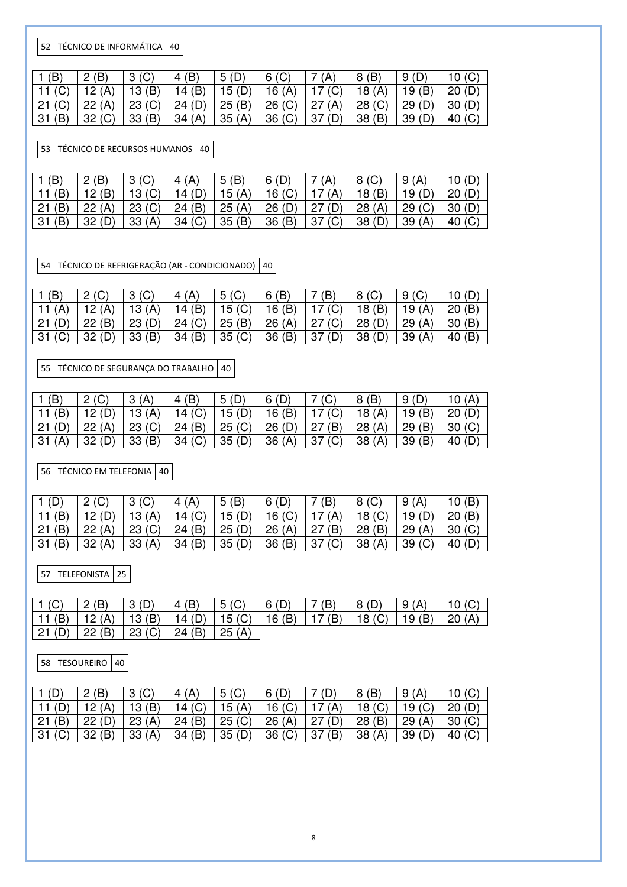| 52 | TÉCNICO DE INFORMÁTICA | 40 |
|---|---|---|

| | | | | | | | | | |
|---|---|---|---|---|---|---|---|---|---|
| 1 (B) | 2 (B) | 3 (C) | 4 (B) | 5 (D) | 6 (C) | 7 (A) | 8 (B) | 9 (D) | 10 (C) |
| 11 (C) | 12 (A) | 13 (B) | 14 (B) | 15 (D) | 16 (A) | 17 (C) | 18 (A) | 19 (B) | 20 (D) |
| 21 (C) | 22 (A) | 23 (C) | 24 (D) | 25 (B) | 26 (C) | 27 (A) | 28 (C) | 29 (D) | 30 (D) |
| 31 (B) | 32 (C) | 33 (B) | 34 (A) | 35 (A) | 36 (C) | 37 (D) | 38 (B) | 39 (D) | 40 (C) |

| 53 | TÉCNICO DE RECURSOS HUMANOS | 40 |
|---|---|---|

| | | | | | | | | | |
|---|---|---|---|---|---|---|---|---|---|
| 1 (B) | 2 (B) | 3 (C) | 4 (A) | 5 (B) | 6 (D) | 7 (A) | 8 (C) | 9 (A) | 10 (D) |
| 11 (B) | 12 (B) | 13 (C) | 14 (D) | 15 (A) | 16 (C) | 17 (A) | 18 (B) | 19 (D) | 20 (D) |
| 21 (B) | 22 (A) | 23 (C) | 24 (B) | 25 (A) | 26 (D) | 27 (D) | 28 (A) | 29 (C) | 30 (D) |
| 31 (B) | 32 (D) | 33 (A) | 34 (C) | 35 (B) | 36 (B) | 37 (C) | 38 (D) | 39 (A) | 40 (C) |

| 54 | TÉCNICO DE REFRIGERAÇÃO (AR - CONDICIONADO) | 40 |
|---|---|---|

| | | | | | | | | | |
|---|---|---|---|---|---|---|---|---|---|
| 1 (B) | 2 (C) | 3 (C) | 4 (A) | 5 (C) | 6 (B) | 7 (B) | 8 (C) | 9 (C) | 10 (D) |
| 11 (A) | 12 (A) | 13 (A) | 14 (B) | 15 (C) | 16 (B) | 17 (C) | 18 (B) | 19 (A) | 20 (B) |
| 21 (D) | 22 (B) | 23 (D) | 24 (C) | 25 (B) | 26 (A) | 27 (C) | 28 (D) | 29 (A) | 30 (B) |
| 31 (C) | 32 (D) | 33 (B) | 34 (B) | 35 (C) | 36 (B) | 37 (D) | 38 (D) | 39 (A) | 40 (B) |

| 55 | TÉCNICO DE SEGURANÇA DO TRABALHO | 40 |
|---|---|---|

| | | | | | | | | | |
|---|---|---|---|---|---|---|---|---|---|
| 1 (B) | 2 (C) | 3 (A) | 4 (B) | 5 (D) | 6 (D) | 7 (C) | 8 (B) | 9 (D) | 10 (A) |
| 11 (B) | 12 (D) | 13 (A) | 14 (C) | 15 (D) | 16 (B) | 17 (C) | 18 (A) | 19 (B) | 20 (D) |
| 21 (D) | 22 (A) | 23 (C) | 24 (B) | 25 (C) | 26 (D) | 27 (B) | 28 (A) | 29 (B) | 30 (C) |
| 31 (A) | 32 (D) | 33 (B) | 34 (C) | 35 (D) | 36 (A) | 37 (C) | 38 (A) | 39 (B) | 40 (D) |

| 56 | TÉCNICO EM TELEFONIA | 40 |
|---|---|---|

| | | | | | | | | | |
|---|---|---|---|---|---|---|---|---|---|
| 1 (D) | 2 (C) | 3 (C) | 4 (A) | 5 (B) | 6 (D) | 7 (B) | 8 (C) | 9 (A) | 10 (B) |
| 11 (B) | 12 (D) | 13 (A) | 14 (C) | 15 (D) | 16 (C) | 17 (A) | 18 (C) | 19 (D) | 20 (B) |
| 21 (B) | 22 (A) | 23 (C) | 24 (B) | 25 (D) | 26 (A) | 27 (B) | 28 (B) | 29 (A) | 30 (C) |
| 31 (B) | 32 (A) | 33 (A) | 34 (B) | 35 (D) | 36 (B) | 37 (C) | 38 (A) | 39 (C) | 40 (D) |

| 57 | TELEFONISTA | 25 |
|---|---|---|

| | | | | | | | | | |
|---|---|---|---|---|---|---|---|---|---|
| 1 (C) | 2 (B) | 3 (D) | 4 (B) | 5 (C) | 6 (D) | 7 (B) | 8 (D) | 9 (A) | 10 (C) |
| 11 (B) | 12 (A) | 13 (B) | 14 (D) | 15 (C) | 16 (B) | 17 (B) | 18 (C) | 19 (B) | 20 (A) |
| 21 (D) | 22 (B) | 23 (C) | 24 (B) | 25 (A) | | | | | |

| 58 | TESOUREIRO | 40 |
|---|---|---|

| | | | | | | | | | |
|---|---|---|---|---|---|---|---|---|---|
| 1 (D) | 2 (B) | 3 (C) | 4 (A) | 5 (C) | 6 (D) | 7 (D) | 8 (B) | 9 (A) | 10 (C) |
| 11 (D) | 12 (A) | 13 (B) | 14 (C) | 15 (A) | 16 (C) | 17 (A) | 18 (C) | 19 (C) | 20 (D) |
| 21 (B) | 22 (D) | 23 (A) | 24 (B) | 25 (C) | 26 (A) | 27 (D) | 28 (B) | 29 (A) | 30 (C) |
| 31 (C) | 32 (B) | 33 (A) | 34 (B) | 35 (D) | 36 (C) | 37 (B) | 38 (A) | 39 (D) | 40 (C) |